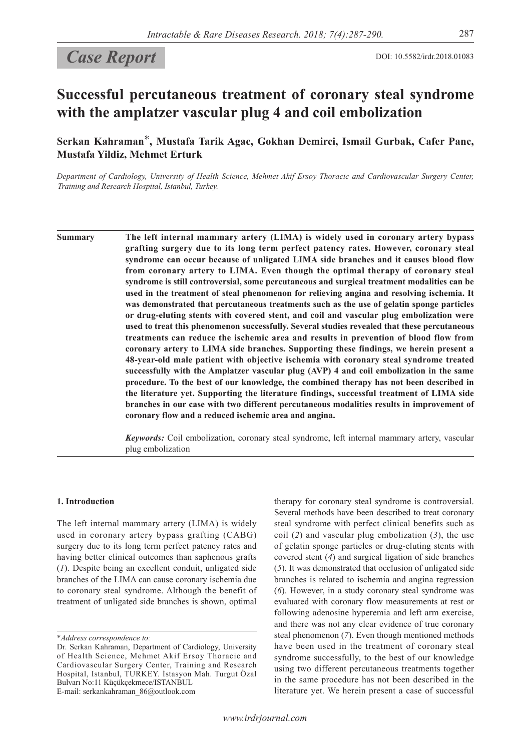*Case Report*

DOI: 10.5582/irdr.2018.01083

# Successful percutaneous treatment of coronary steal syndrome with the amplatzer vascular plug 4 and coil embolization

**Serkan Kahraman***, **Mustafa Tarik Agac, Gokhan Demirci, Ismail Gurbak, Cafer Panc, Mustafa Yildiz, Mehmet Erturk**

*Department of Cardiology, University of Health Science, Mehmet Akif Ersoy Thoracic and Cardiovascular Surgery Center, Training and Research Hospital, Istanbul, Turkey.*

**Summary** **The left internal mammary artery (LIMA) is widely used in coronary artery bypass grafting surgery due to its long term perfect patency rates. However, coronary steal syndrome can occur because of unligated LIMA side branches and it causes blood flow from coronary artery to LIMA. Even though the optimal therapy of coronary steal syndrome is still controversial, some percutaneous and surgical treatment modalities can be used in the treatment of steal phenomenon for relieving angina and resolving ischemia. It was demonstrated that percutaneous treatments such as the use of gelatin sponge particles or drug-eluting stents with covered stent, and coil and vascular plug embolization were used to treat this phenomenon successfully. Several studies revealed that these percutaneous treatments can reduce the ischemic area and results in prevention of blood flow from coronary artery to LIMA side branches. Supporting these findings, we herein present a 48-year-old male patient with objective ischemia with coronary steal syndrome treated successfully with the Amplatzer vascular plug (AVP) 4 and coil embolization in the same procedure. To the best of our knowledge, the combined therapy has not been described in the literature yet. Supporting the literature findings, successful treatment of LIMA side branches in our case with two different percutaneous modalities results in improvement of coronary flow and a reduced ischemic area and angina.**

***Keywords:*** Coil embolization, coronary steal syndrome, left internal mammary artery, vascular plug embolization

## 1. Introduction

The left internal mammary artery (LIMA) is widely used in coronary artery bypass grafting (CABG) surgery due to its long term perfect patency rates and having better clinical outcomes than saphenous grafts (*1*). Despite being an excellent conduit, unligated side branches of the LIMA can cause coronary ischemia due to coronary steal syndrome. Although the benefit of treatment of unligated side branches is shown, optimal therapy for coronary steal syndrome is controversial. Several methods have been described to treat coronary steal syndrome with perfect clinical benefits such as coil (*2*) and vascular plug embolization (*3*), the use of gelatin sponge particles or drug-eluting stents with covered stent (*4*) and surgical ligation of side branches (*5*). It was demonstrated that occlusion of unligated side branches is related to ischemia and angina regression (*6*). However, in a study coronary steal syndrome was evaluated with coronary flow measurements at rest or following adenosine hyperemia and left arm exercise, and there was not any clear evidence of true coronary steal phenomenon (*7*). Even though mentioned methods have been used in the treatment of coronary steal syndrome successfully, to the best of our knowledge using two different percutaneous treatments together in the same procedure has not been described in the literature yet. We herein present a case of successful

*\*Address correspondence to:*
Dr. Serkan Kahraman, Department of Cardiology, University of Health Science, Mehmet Akif Ersoy Thoracic and Cardiovascular Surgery Center, Training and Research Hospital, Istanbul, TURKEY. İstasyon Mah. Turgut Özal Bulvarı No:11 Küçükçekmece/ISTANBUL
E-mail: serkankahraman_86@outlook.com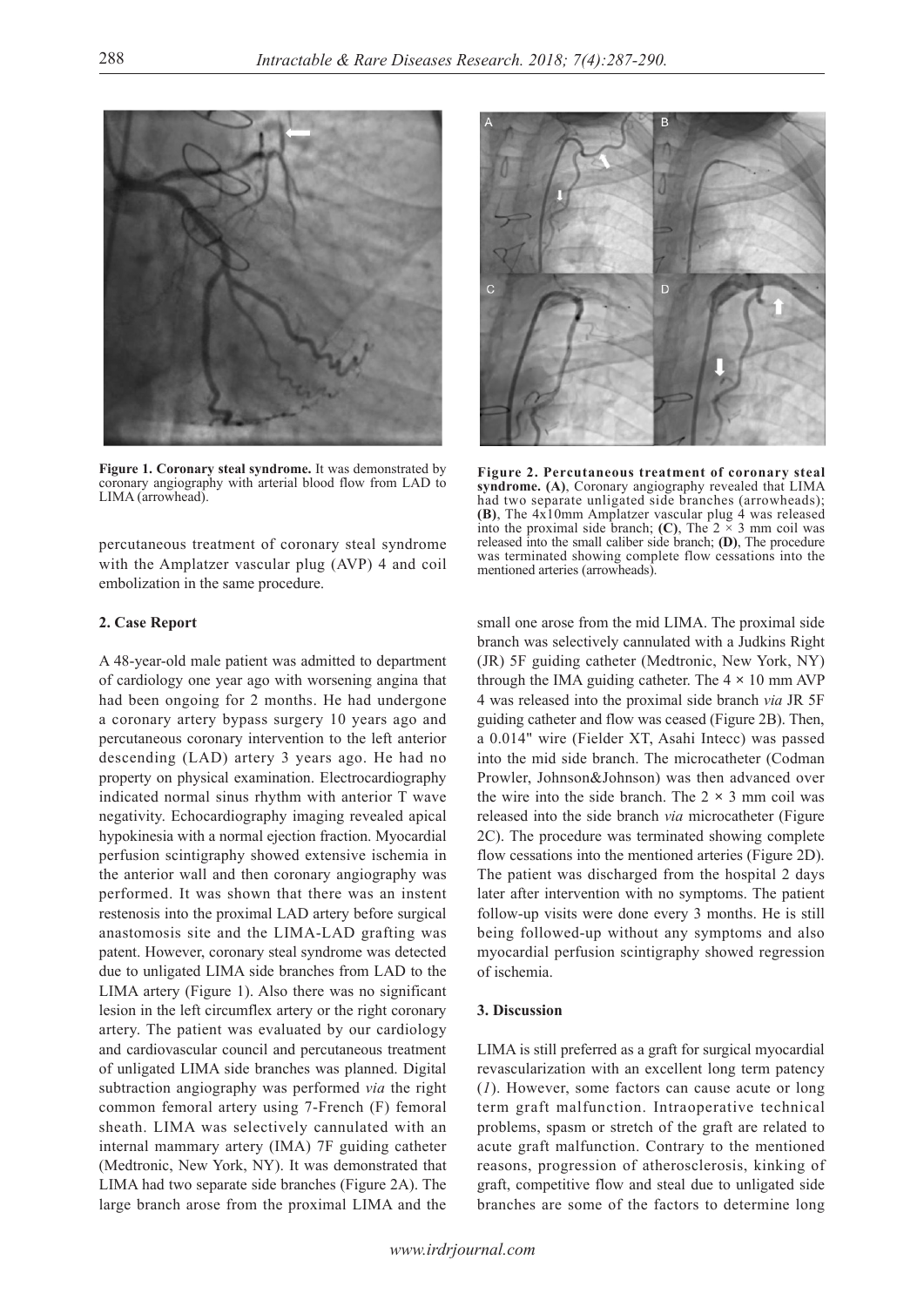**Figure 1. Coronary steal syndrome.** It was demonstrated by coronary angiography with arterial blood flow from LAD to LIMA (arrowhead).

**Figure 2. Percutaneous treatment of coronary steal syndrome. (A)**, Coronary angiography revealed that LIMA had two separate unligated side branches (arrowheads); **(B)**, The 4x10mm Amplatzer vascular plug 4 was released into the proximal side branch; **(C)**, The $2 \times 3$ mm coil was released into the small caliber side branch; **(D)**, The procedure was terminated showing complete flow cessations into the mentioned arteries (arrowheads).

percutaneous treatment of coronary steal syndrome with the Amplatzer vascular plug (AVP) 4 and coil embolization in the same procedure.

## 2. Case Report

A 48-year-old male patient was admitted to department of cardiology one year ago with worsening angina that had been ongoing for 2 months. He had undergone a coronary artery bypass surgery 10 years ago and percutaneous coronary intervention to the left anterior descending (LAD) artery 3 years ago. He had no property on physical examination. Electrocardiography indicated normal sinus rhythm with anterior T wave negativity. Echocardiography imaging revealed apical hypokinesia with a normal ejection fraction. Myocardial perfusion scintigraphy showed extensive ischemia in the anterior wall and then coronary angiography was performed. It was shown that there was an instent restenosis into the proximal LAD artery before surgical anastomosis site and the LIMA-LAD grafting was patent. However, coronary steal syndrome was detected due to unligated LIMA side branches from LAD to the LIMA artery (Figure 1). Also there was no significant lesion in the left circumflex artery or the right coronary artery. The patient was evaluated by our cardiology and cardiovascular council and percutaneous treatment of unligated LIMA side branches was planned. Digital subtraction angiography was performed *via* the right common femoral artery using 7-French (F) femoral sheath. LIMA was selectively cannulated with an internal mammary artery (IMA) 7F guiding catheter (Medtronic, New York, NY). It was demonstrated that LIMA had two separate side branches (Figure 2A). The large branch arose from the proximal LIMA and the small one arose from the mid LIMA. The proximal side branch was selectively cannulated with a Judkins Right (JR) 5F guiding catheter (Medtronic, New York, NY) through the IMA guiding catheter. The $4 \times 10$ mm AVP 4 was released into the proximal side branch *via* JR 5F guiding catheter and flow was ceased (Figure 2B). Then, a 0.014" wire (Fielder XT, Asahi Intecc) was passed into the mid side branch. The microcatheter (Codman Prowler, Johnson&Johnson) was then advanced over the wire into the side branch. The $2 \times 3$ mm coil was released into the side branch *via* microcatheter (Figure 2C). The procedure was terminated showing complete flow cessations into the mentioned arteries (Figure 2D). The patient was discharged from the hospital 2 days later after intervention with no symptoms. The patient follow-up visits were done every 3 months. He is still being followed-up without any symptoms and also myocardial perfusion scintigraphy showed regression of ischemia.

## 3. Discussion

LIMA is still preferred as a graft for surgical myocardial revascularization with an excellent long term patency (*1*). However, some factors can cause acute or long term graft malfunction. Intraoperative technical problems, spasm or stretch of the graft are related to acute graft malfunction. Contrary to the mentioned reasons, progression of atherosclerosis, kinking of graft, competitive flow and steal due to unligated side branches are some of the factors to determine long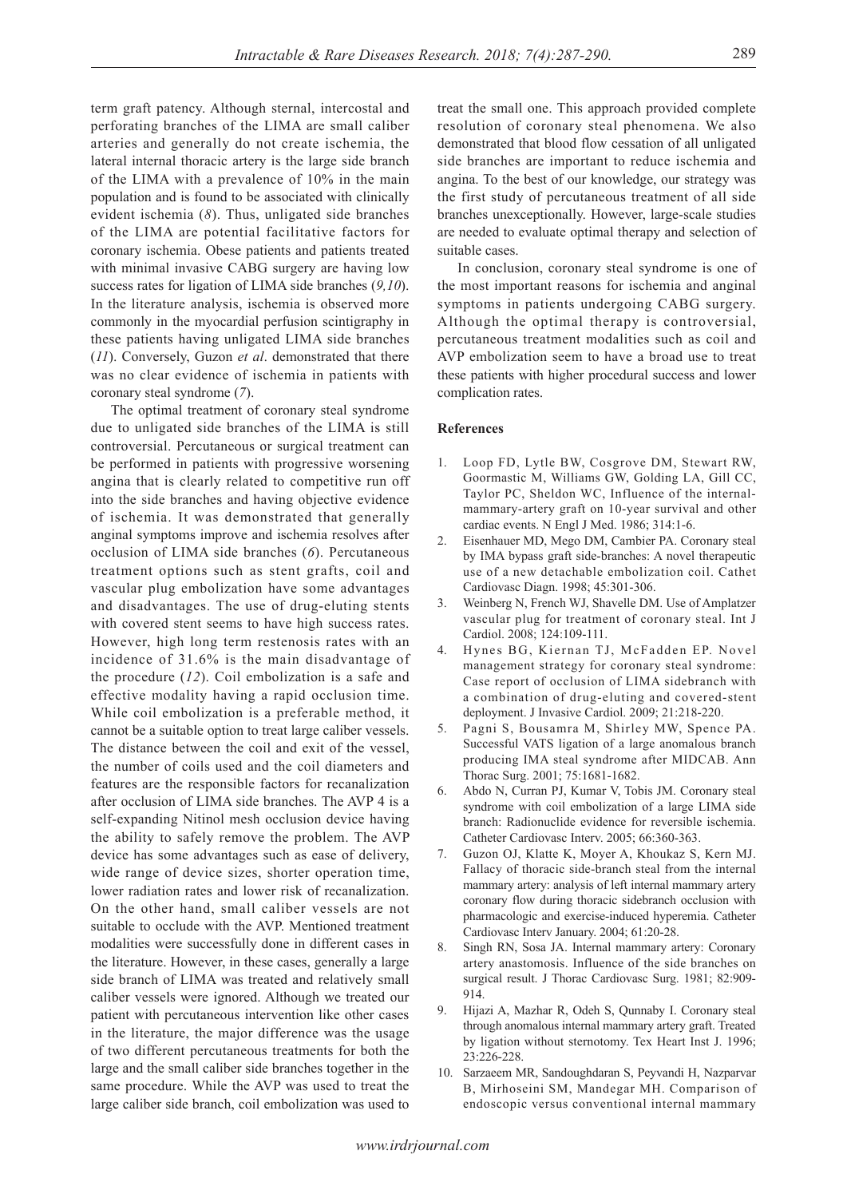term graft patency. Although sternal, intercostal and perforating branches of the LIMA are small caliber arteries and generally do not create ischemia, the lateral internal thoracic artery is the large side branch of the LIMA with a prevalence of 10% in the main population and is found to be associated with clinically evident ischemia (*8*). Thus, unligated side branches of the LIMA are potential facilitative factors for coronary ischemia. Obese patients and patients treated with minimal invasive CABG surgery are having low success rates for ligation of LIMA side branches (*9,10*). In the literature analysis, ischemia is observed more commonly in the myocardial perfusion scintigraphy in these patients having unligated LIMA side branches (*11*). Conversely, Guzon *et al*. demonstrated that there was no clear evidence of ischemia in patients with coronary steal syndrome (*7*).

The optimal treatment of coronary steal syndrome due to unligated side branches of the LIMA is still controversial. Percutaneous or surgical treatment can be performed in patients with progressive worsening angina that is clearly related to competitive run off into the side branches and having objective evidence of ischemia. It was demonstrated that generally anginal symptoms improve and ischemia resolves after occlusion of LIMA side branches (*6*). Percutaneous treatment options such as stent grafts, coil and vascular plug embolization have some advantages and disadvantages. The use of drug-eluting stents with covered stent seems to have high success rates. However, high long term restenosis rates with an incidence of 31.6% is the main disadvantage of the procedure (*12*). Coil embolization is a safe and effective modality having a rapid occlusion time. While coil embolization is a preferable method, it cannot be a suitable option to treat large caliber vessels. The distance between the coil and exit of the vessel, the number of coils used and the coil diameters and features are the responsible factors for recanalization after occlusion of LIMA side branches. The AVP 4 is a self-expanding Nitinol mesh occlusion device having the ability to safely remove the problem. The AVP device has some advantages such as ease of delivery, wide range of device sizes, shorter operation time, lower radiation rates and lower risk of recanalization. On the other hand, small caliber vessels are not suitable to occlude with the AVP. Mentioned treatment modalities were successfully done in different cases in the literature. However, in these cases, generally a large side branch of LIMA was treated and relatively small caliber vessels were ignored. Although we treated our patient with percutaneous intervention like other cases in the literature, the major difference was the usage of two different percutaneous treatments for both the large and the small caliber side branches together in the same procedure. While the AVP was used to treat the large caliber side branch, coil embolization was used to treat the small one. This approach provided complete resolution of coronary steal phenomena. We also demonstrated that blood flow cessation of all unligated side branches are important to reduce ischemia and angina. To the best of our knowledge, our strategy was the first study of percutaneous treatment of all side branches unexceptionally. However, large-scale studies are needed to evaluate optimal therapy and selection of suitable cases.

In conclusion, coronary steal syndrome is one of the most important reasons for ischemia and anginal symptoms in patients undergoing CABG surgery. Although the optimal therapy is controversial, percutaneous treatment modalities such as coil and AVP embolization seem to have a broad use to treat these patients with higher procedural success and lower complication rates.

## References

1. Loop FD, Lytle BW, Cosgrove DM, Stewart RW, Goormastic M, Williams GW, Golding LA, Gill CC, Taylor PC, Sheldon WC, Influence of the internal-mammary-artery graft on 10-year survival and other cardiac events. N Engl J Med. 1986; 314:1-6.
2. Eisenhauer MD, Mego DM, Cambier PA. Coronary steal by IMA bypass graft side-branches: A novel therapeutic use of a new detachable embolization coil. Cathet Cardiovasc Diagn. 1998; 45:301-306.
3. Weinberg N, French WJ, Shavelle DM. Use of Amplatzer vascular plug for treatment of coronary steal. Int J Cardiol. 2008; 124:109-111.
4. Hynes BG, Kiernan TJ, McFadden EP. Novel management strategy for coronary steal syndrome: Case report of occlusion of LIMA sidebranch with a combination of drug-eluting and covered-stent deployment. J Invasive Cardiol. 2009; 21:218-220.
5. Pagni S, Bousamra M, Shirley MW, Spence PA. Successful VATS ligation of a large anomalous branch producing IMA steal syndrome after MIDCAB. Ann Thorac Surg. 2001; 75:1681-1682.
6. Abdo N, Curran PJ, Kumar V, Tobis JM. Coronary steal syndrome with coil embolization of a large LIMA side branch: Radionuclide evidence for reversible ischemia. Catheter Cardiovasc Interv. 2005; 66:360-363.
7. Guzon OJ, Klatte K, Moyer A, Khoukaz S, Kern MJ. Fallacy of thoracic side-branch steal from the internal mammary artery: analysis of left internal mammary artery coronary flow during thoracic sidebranch occlusion with pharmacologic and exercise-induced hyperemia. Catheter Cardiovasc Interv January. 2004; 61:20-28.
8. Singh RN, Sosa JA. Internal mammary artery: Coronary artery anastomosis. Influence of the side branches on surgical result. J Thorac Cardiovasc Surg. 1981; 82:909-914.
9. Hijazi A, Mazhar R, Odeh S, Qunnaby I. Coronary steal through anomalous internal mammary artery graft. Treated by ligation without sternotomy. Tex Heart Inst J. 1996; 23:226-228.
10. Sarzaeem MR, Sandoughdaran S, Peyvandi H, Nazparvar B, Mirhoseini SM, Mandegar MH. Comparison of endoscopic versus conventional internal mammary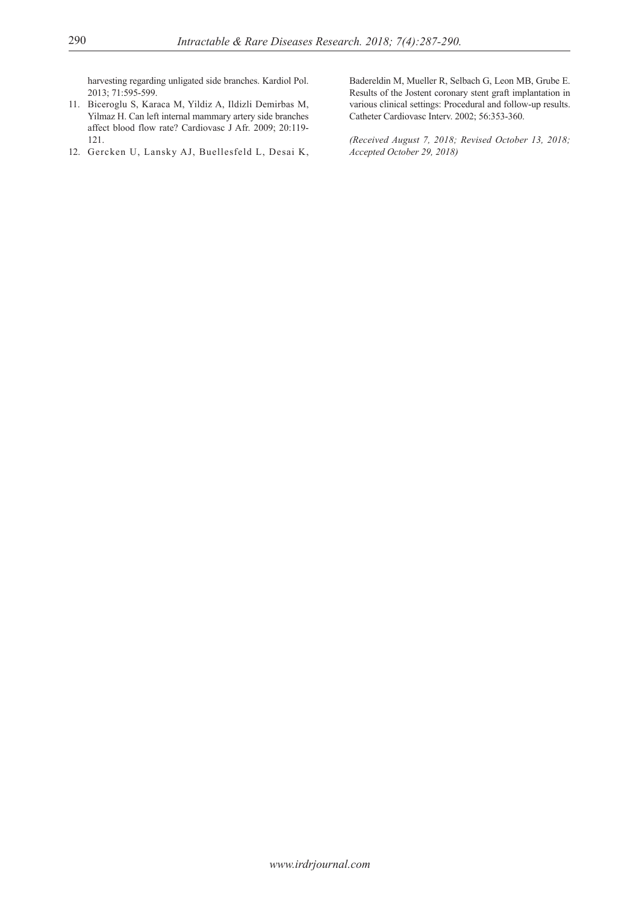harvesting regarding unligated side branches. Kardiol Pol. 2013; 71:595-599.

11. Biceroglu S, Karaca M, Yildiz A, Ildizli Demirbas M, Yilmaz H. Can left internal mammary artery side branches affect blood flow rate? Cardiovasc J Afr. 2009; 20:119-121.
12. Gercken U, Lansky AJ, Buellesfeld L, Desai K, Badereldin M, Mueller R, Selbach G, Leon MB, Grube E. Results of the Jostent coronary stent graft implantation in various clinical settings: Procedural and follow-up results. Catheter Cardiovasc Interv. 2002; 56:353-360.

*(Received August 7, 2018; Revised October 13, 2018; Accepted October 29, 2018)*